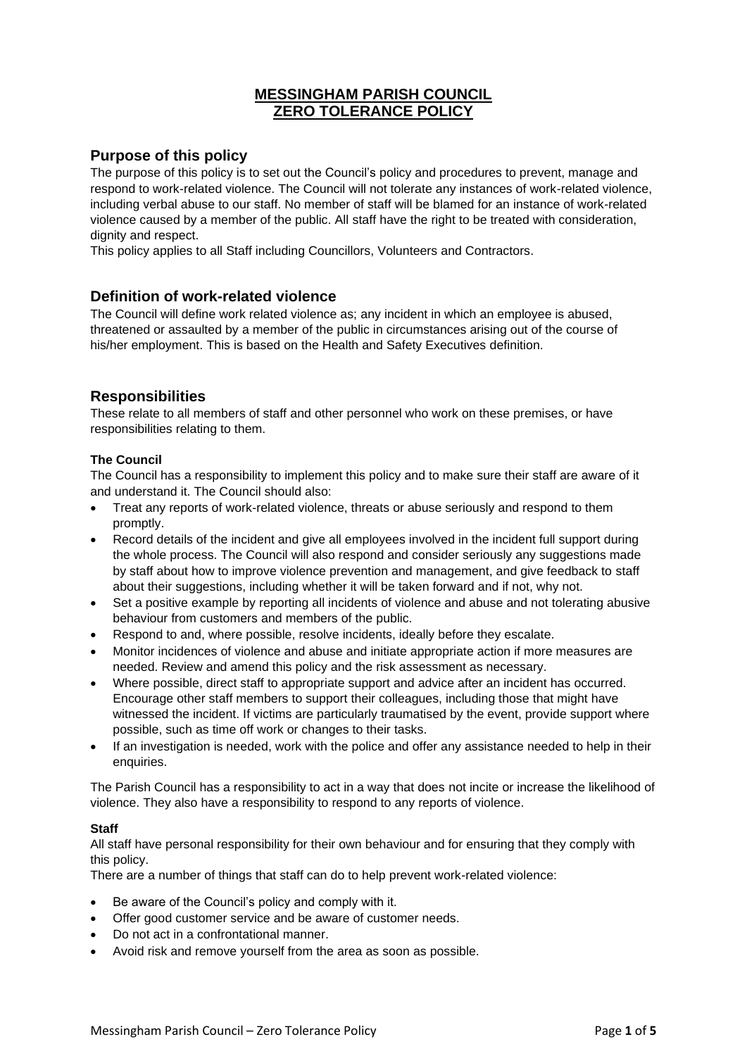# MESSINGHAM PARISH COUNCIL
# ZERO TOLERANCE POLICY

## Purpose of this policy

The purpose of this policy is to set out the Council's policy and procedures to prevent, manage and respond to work-related violence. The Council will not tolerate any instances of work-related violence, including verbal abuse to our staff. No member of staff will be blamed for an instance of work-related violence caused by a member of the public. All staff have the right to be treated with consideration, dignity and respect.

This policy applies to all Staff including Councillors, Volunteers and Contractors.

## Definition of work-related violence

The Council will define work related violence as; any incident in which an employee is abused, threatened or assaulted by a member of the public in circumstances arising out of the course of his/her employment. This is based on the Health and Safety Executives definition.

## Responsibilities

These relate to all members of staff and other personnel who work on these premises, or have responsibilities relating to them.

### The Council

The Council has a responsibility to implement this policy and to make sure their staff are aware of it and understand it. The Council should also:

- Treat any reports of work-related violence, threats or abuse seriously and respond to them promptly.
- Record details of the incident and give all employees involved in the incident full support during the whole process. The Council will also respond and consider seriously any suggestions made by staff about how to improve violence prevention and management, and give feedback to staff about their suggestions, including whether it will be taken forward and if not, why not.
- Set a positive example by reporting all incidents of violence and abuse and not tolerating abusive behaviour from customers and members of the public.
- Respond to and, where possible, resolve incidents, ideally before they escalate.
- Monitor incidences of violence and abuse and initiate appropriate action if more measures are needed. Review and amend this policy and the risk assessment as necessary.
- Where possible, direct staff to appropriate support and advice after an incident has occurred. Encourage other staff members to support their colleagues, including those that might have witnessed the incident. If victims are particularly traumatised by the event, provide support where possible, such as time off work or changes to their tasks.
- If an investigation is needed, work with the police and offer any assistance needed to help in their enquiries.

The Parish Council has a responsibility to act in a way that does not incite or increase the likelihood of violence. They also have a responsibility to respond to any reports of violence.

### Staff

All staff have personal responsibility for their own behaviour and for ensuring that they comply with this policy.

There are a number of things that staff can do to help prevent work-related violence:

- Be aware of the Council's policy and comply with it.
- Offer good customer service and be aware of customer needs.
- Do not act in a confrontational manner.
- Avoid risk and remove yourself from the area as soon as possible.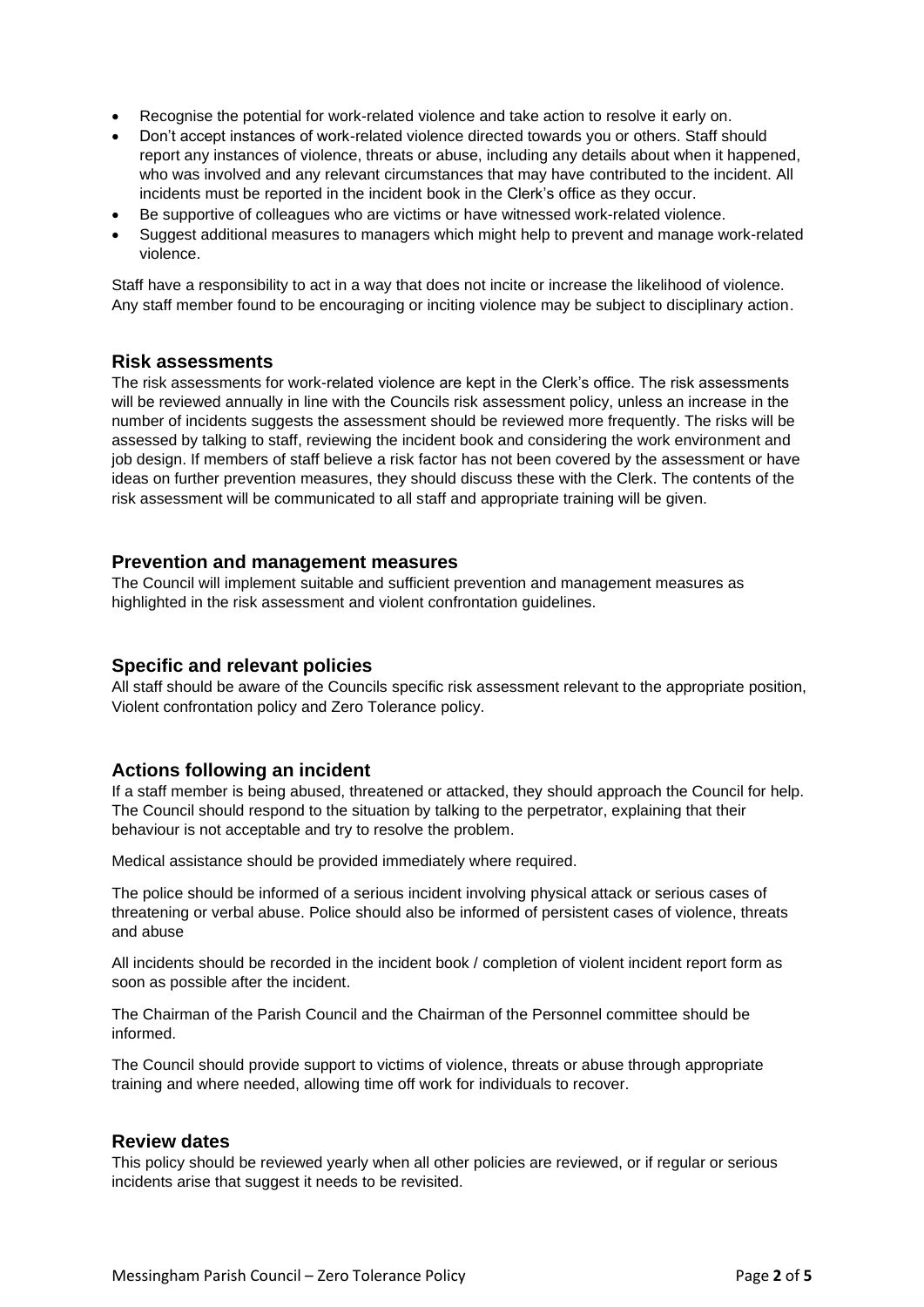- Recognise the potential for work-related violence and take action to resolve it early on.
- Don't accept instances of work-related violence directed towards you or others. Staff should report any instances of violence, threats or abuse, including any details about when it happened, who was involved and any relevant circumstances that may have contributed to the incident. All incidents must be reported in the incident book in the Clerk's office as they occur.
- Be supportive of colleagues who are victims or have witnessed work-related violence.
- Suggest additional measures to managers which might help to prevent and manage work-related violence.

Staff have a responsibility to act in a way that does not incite or increase the likelihood of violence. Any staff member found to be encouraging or inciting violence may be subject to disciplinary action.

## Risk assessments

The risk assessments for work-related violence are kept in the Clerk's office. The risk assessments will be reviewed annually in line with the Councils risk assessment policy, unless an increase in the number of incidents suggests the assessment should be reviewed more frequently. The risks will be assessed by talking to staff, reviewing the incident book and considering the work environment and job design. If members of staff believe a risk factor has not been covered by the assessment or have ideas on further prevention measures, they should discuss these with the Clerk. The contents of the risk assessment will be communicated to all staff and appropriate training will be given.

## Prevention and management measures

The Council will implement suitable and sufficient prevention and management measures as highlighted in the risk assessment and violent confrontation guidelines.

## Specific and relevant policies

All staff should be aware of the Councils specific risk assessment relevant to the appropriate position, Violent confrontation policy and Zero Tolerance policy.

## Actions following an incident

If a staff member is being abused, threatened or attacked, they should approach the Council for help. The Council should respond to the situation by talking to the perpetrator, explaining that their behaviour is not acceptable and try to resolve the problem.

Medical assistance should be provided immediately where required.

The police should be informed of a serious incident involving physical attack or serious cases of threatening or verbal abuse. Police should also be informed of persistent cases of violence, threats and abuse

All incidents should be recorded in the incident book / completion of violent incident report form as soon as possible after the incident.

The Chairman of the Parish Council and the Chairman of the Personnel committee should be informed.

The Council should provide support to victims of violence, threats or abuse through appropriate training and where needed, allowing time off work for individuals to recover.

## Review dates

This policy should be reviewed yearly when all other policies are reviewed, or if regular or serious incidents arise that suggest it needs to be revisited.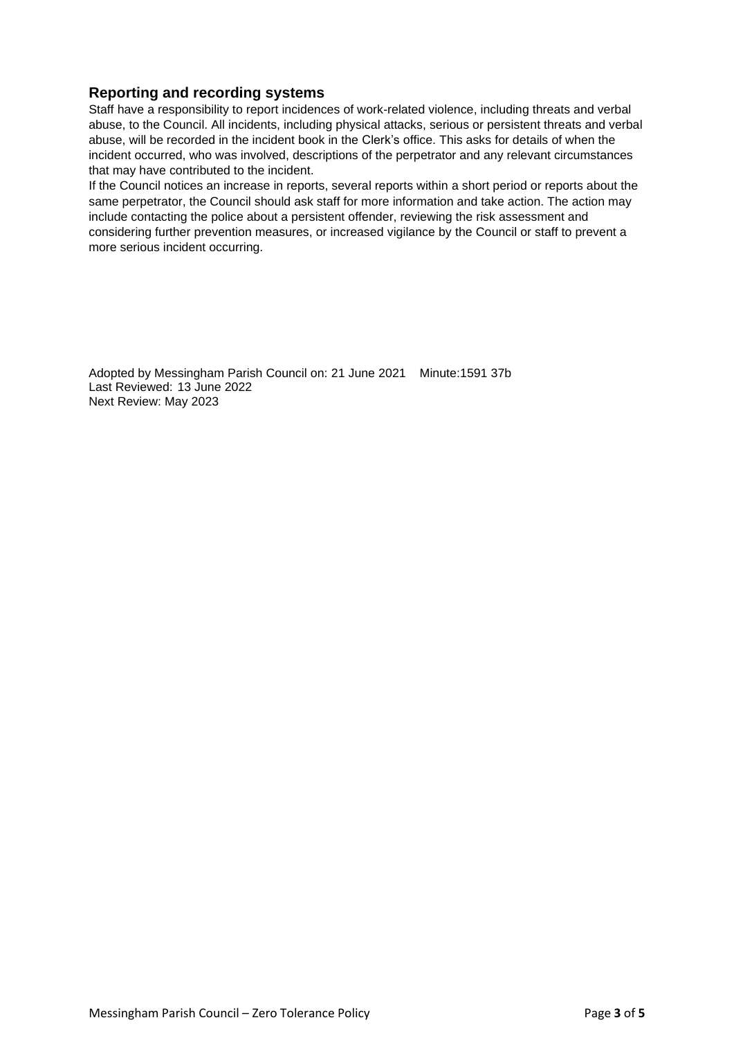## Reporting and recording systems

Staff have a responsibility to report incidences of work-related violence, including threats and verbal abuse, to the Council. All incidents, including physical attacks, serious or persistent threats and verbal abuse, will be recorded in the incident book in the Clerk's office. This asks for details of when the incident occurred, who was involved, descriptions of the perpetrator and any relevant circumstances that may have contributed to the incident.

If the Council notices an increase in reports, several reports within a short period or reports about the same perpetrator, the Council should ask staff for more information and take action. The action may include contacting the police about a persistent offender, reviewing the risk assessment and considering further prevention measures, or increased vigilance by the Council or staff to prevent a more serious incident occurring.

Adopted by Messingham Parish Council on: 21 June 2021 Minute:1591 37b
Last Reviewed: 13 June 2022
Next Review: May 2023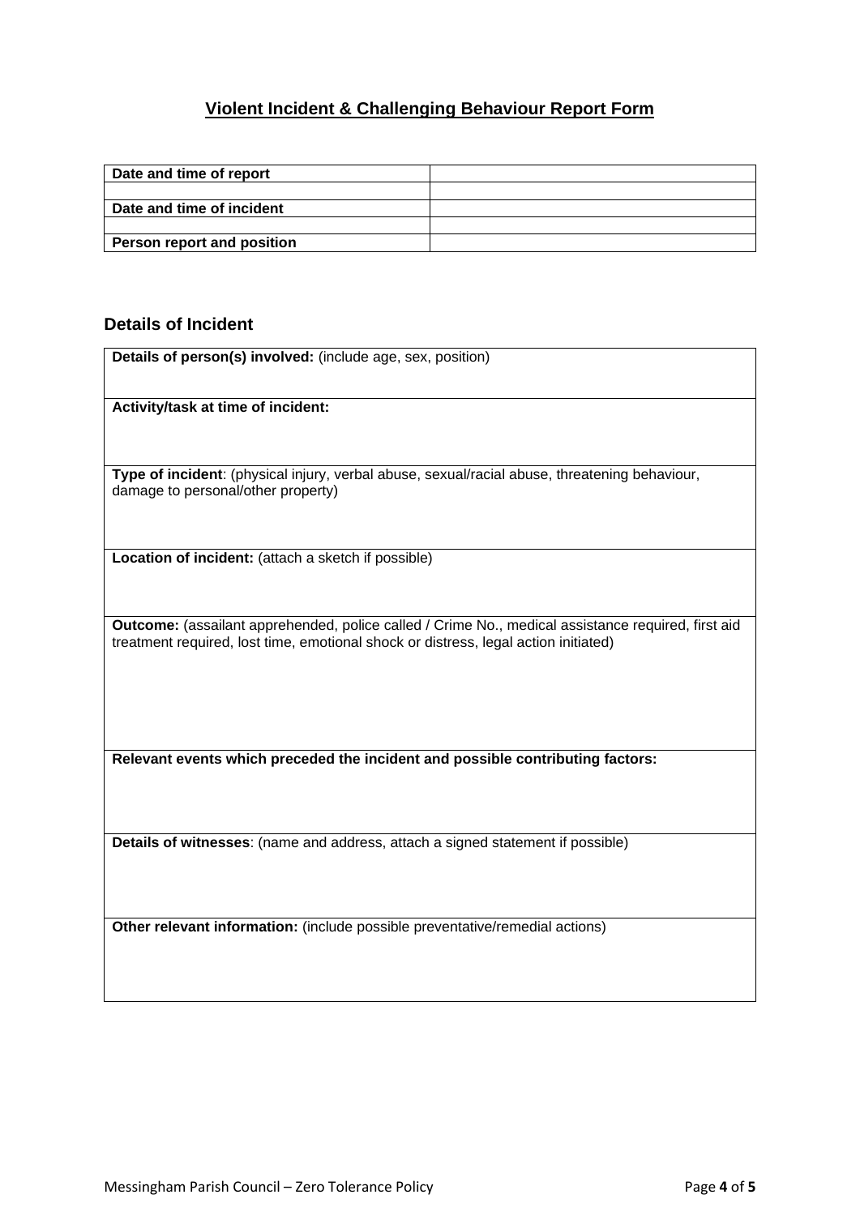## Violent Incident & Challenging Behaviour Report Form

| Date and time of report | |
|---|---|
| | |
| **Date and time of incident** | |
| | |
| **Person report and position** | |

### Details of Incident

| **Details of person(s) involved:** (include age, sex, position) |
|---|
| **Activity/task at time of incident:** |
| **Type of incident**: (physical injury, verbal abuse, sexual/racial abuse, threatening behaviour, damage to personal/other property) |
| **Location of incident:** (attach a sketch if possible) |
| **Outcome:** (assailant apprehended, police called / Crime No., medical assistance required, first aid treatment required, lost time, emotional shock or distress, legal action initiated) |
| **Relevant events which preceded the incident and possible contributing factors:** |
| **Details of witnesses**: (name and address, attach a signed statement if possible) |
| **Other relevant information:** (include possible preventative/remedial actions) |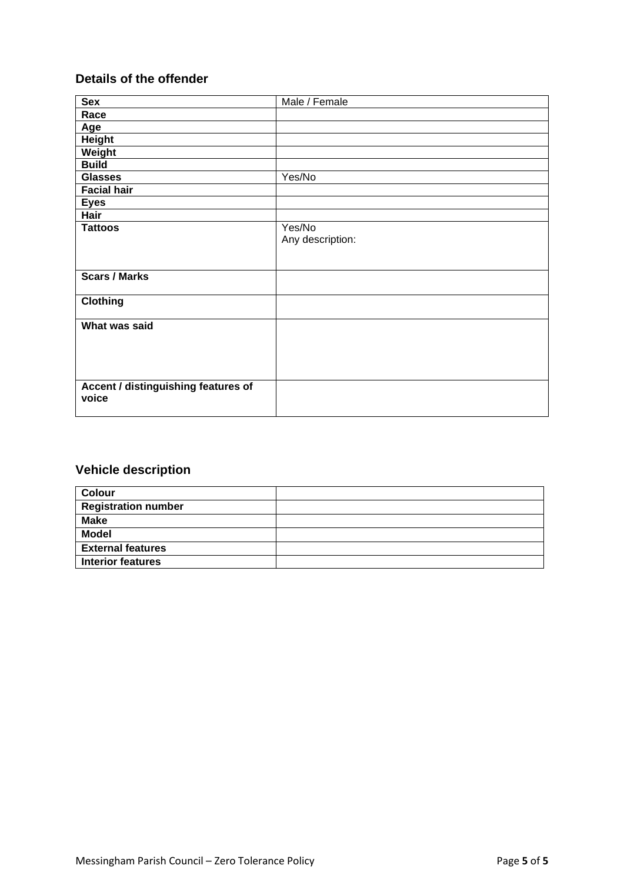## Details of the offender

| | |
|---|---|
| **Sex** | Male / Female |
| **Race** | |
| **Age** | |
| **Height** | |
| **Weight** | |
| **Build** | |
| **Glasses** | Yes/No |
| **Facial hair** | |
| **Eyes** | |
| **Hair** | |
| **Tattoos** | Yes/No<br>Any description: |
| **Scars / Marks** | |
| **Clothing** | |
| **What was said** | |
| **Accent / distinguishing features of voice** | |

## Vehicle description

| | |
|---|---|
| **Colour** | |
| **Registration number** | |
| **Make** | |
| **Model** | |
| **External features** | |
| **Interior features** | |